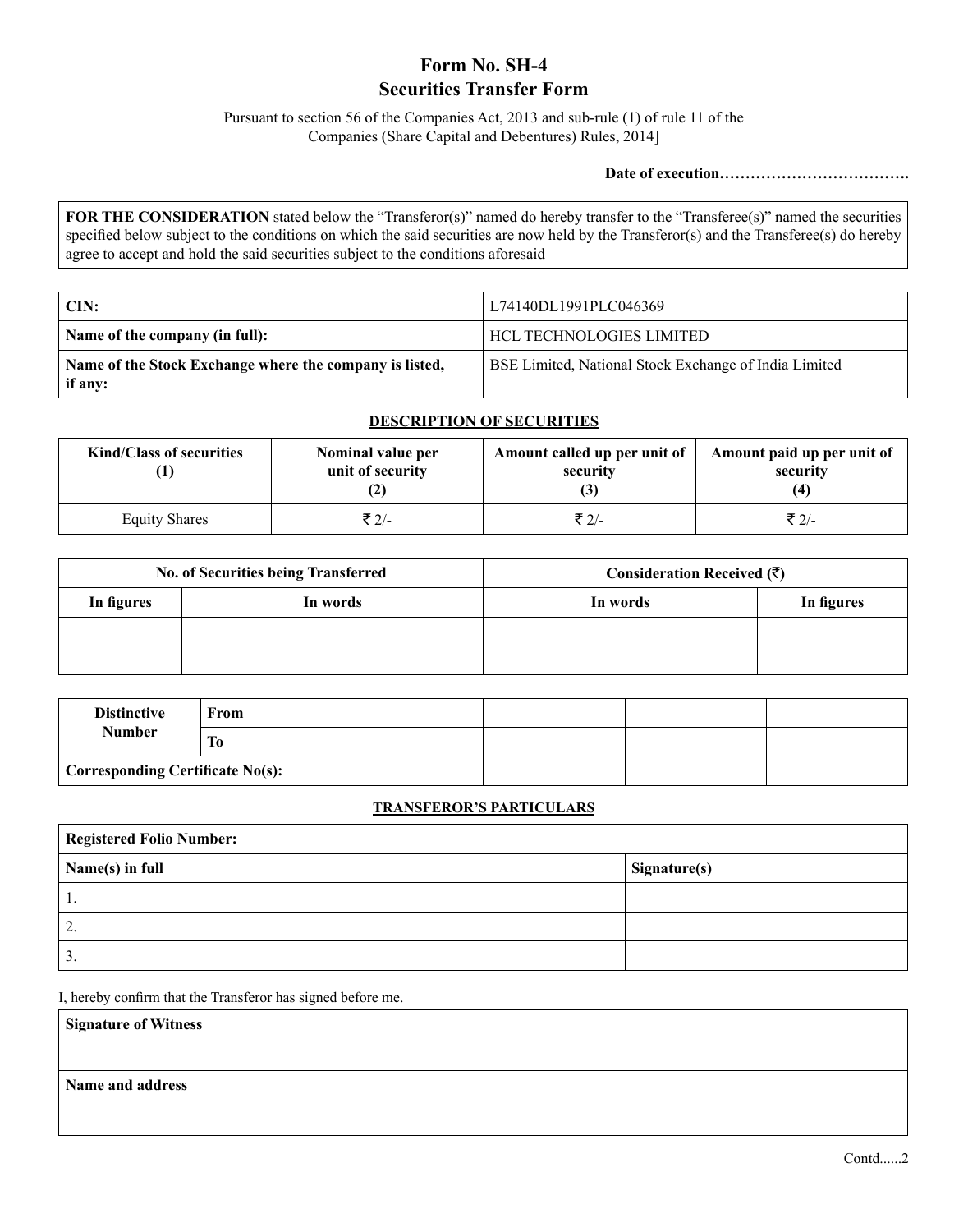# Form No. SH-4
# Securities Transfer Form

Pursuant to section 56 of the Companies Act, 2013 and sub-rule (1) of rule 11 of the Companies (Share Capital and Debentures) Rules, 2014]

**Date of execution……………………………….**

**FOR THE CONSIDERATION** stated below the "Transferor(s)" named do hereby transfer to the "Transferee(s)" named the securities specified below subject to the conditions on which the said securities are now held by the Transferor(s) and the Transferee(s) do hereby agree to accept and hold the said securities subject to the conditions aforesaid

| | |
|---|---|
| **CIN:** | L74140DL1991PLC046369 |
| **Name of the company (in full):** | HCL TECHNOLOGIES LIMITED |
| **Name of the Stock Exchange where the company is listed, if any:** | BSE Limited, National Stock Exchange of India Limited |

**DESCRIPTION OF SECURITIES**

| Kind/Class of securities (1) | Nominal value per unit of security (2) | Amount called up per unit of security (3) | Amount paid up per unit of security (4) |
|---|---|---|---|
| Equity Shares | ₹ 2/- | ₹ 2/- | ₹ 2/- |

| No. of Securities being Transferred | | Consideration Received (₹) | |
|---|---|---|---|
| In figures | In words | In words | In figures |
| | | | |

| Distinctive Number | From | | | | |
|---|---|---|---|---|---|
| | To | | | | |
| Corresponding Certificate No(s): | | | | | |

**TRANSFEROR'S PARTICULARS**

| Registered Folio Number: | |
|---|---|
| **Name(s) in full** | **Signature(s)** |
| 1. | |
| 2. | |
| 3. | |

I, hereby confirm that the Transferor has signed before me.

| **Signature of Witness** |
|---|
| **Name and address** |

Contd......2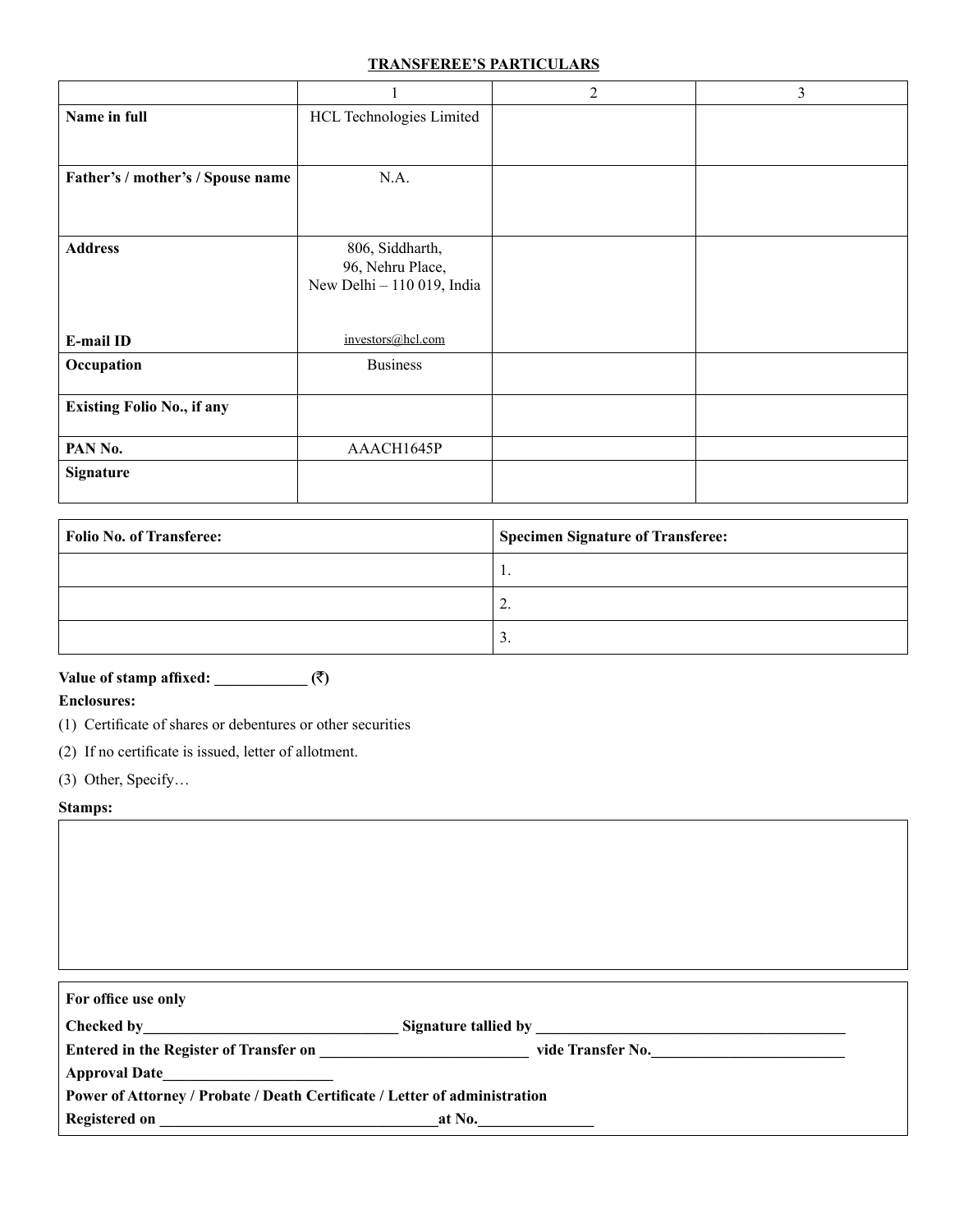**TRANSFEREE'S PARTICULARS**

| | 1 | 2 | 3 |
|---|---|---|---|
| **Name in full** | HCL Technologies Limited | | |
| **Father's / mother's / Spouse name** | N.A. | | |
| **Address**<br><br>**E-mail ID** | 806, Siddharth,<br>96, Nehru Place,<br>New Delhi – 110 019, India<br><br>investors@hcl.com | | |
| **Occupation** | Business | | |
| **Existing Folio No., if any** | | | |
| **PAN No.** | AAACH1645P | | |
| **Signature** | | | |

| **Folio No. of Transferee:** | **Specimen Signature of Transferee:** |
|---|---|
| | 1. |
| | 2. |
| | 3. |

**Value of stamp affixed: ____________ (₹)**

**Enclosures:**

(1) Certificate of shares or debentures or other securities

(2) If no certificate is issued, letter of allotment.

(3) Other, Specify…

**Stamps:**

**For office use only**

**Checked by________________________________ Signature tallied by ________________________________________**

**Entered in the Register of Transfer on __________________________ vide Transfer No.________________________**

**Approval Date______________________**

**Power of Attorney / Probate / Death Certificate / Letter of administration**

**Registered on ___________________________________at No._______________**